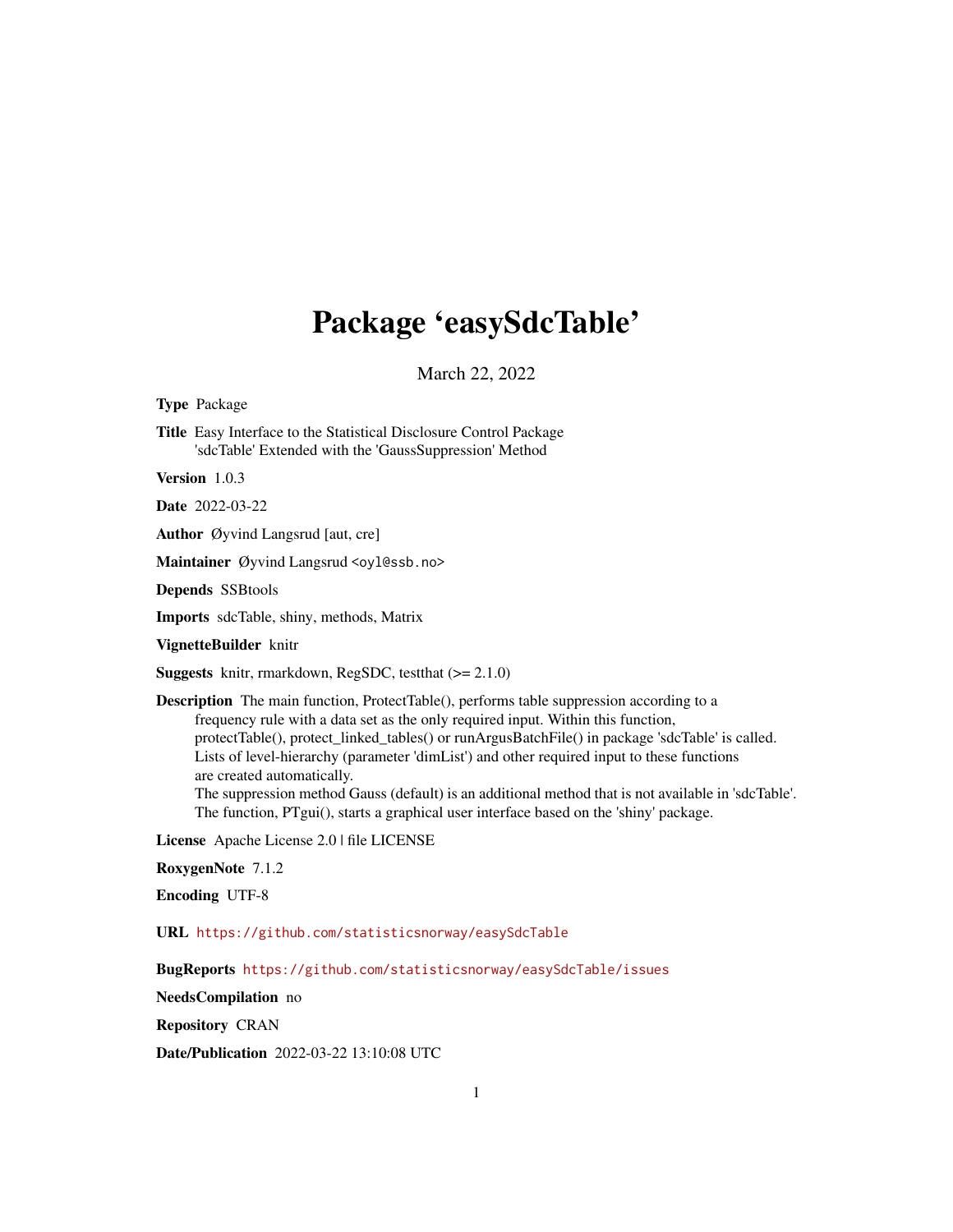# Package 'easySdcTable'

March 22, 2022

**Type** Package

**Title** Easy Interface to the Statistical Disclosure Control Package 'sdcTable' Extended with the 'GaussSuppression' Method

**Version** 1.0.3

**Date** 2022-03-22

**Author** Øyvind Langsrud [aut, cre]

**Maintainer** Øyvind Langsrud <oyl@ssb.no>

**Depends** SSBtools

**Imports** sdcTable, shiny, methods, Matrix

**VignetteBuilder** knitr

**Suggests** knitr, rmarkdown, RegSDC, testthat (>= 2.1.0)

**Description** The main function, ProtectTable(), performs table suppression according to a frequency rule with a data set as the only required input. Within this function, protectTable(), protect_linked_tables() or runArgusBatchFile() in package 'sdcTable' is called. Lists of level-hierarchy (parameter 'dimList') and other required input to these functions are created automatically.
The suppression method Gauss (default) is an additional method that is not available in 'sdcTable'.
The function, PTgui(), starts a graphical user interface based on the 'shiny' package.

**License** Apache License 2.0 | file LICENSE

**RoxygenNote** 7.1.2

**Encoding** UTF-8

**URL** https://github.com/statisticsnorway/easySdcTable

**BugReports** https://github.com/statisticsnorway/easySdcTable/issues

**NeedsCompilation** no

**Repository** CRAN

**Date/Publication** 2022-03-22 13:10:08 UTC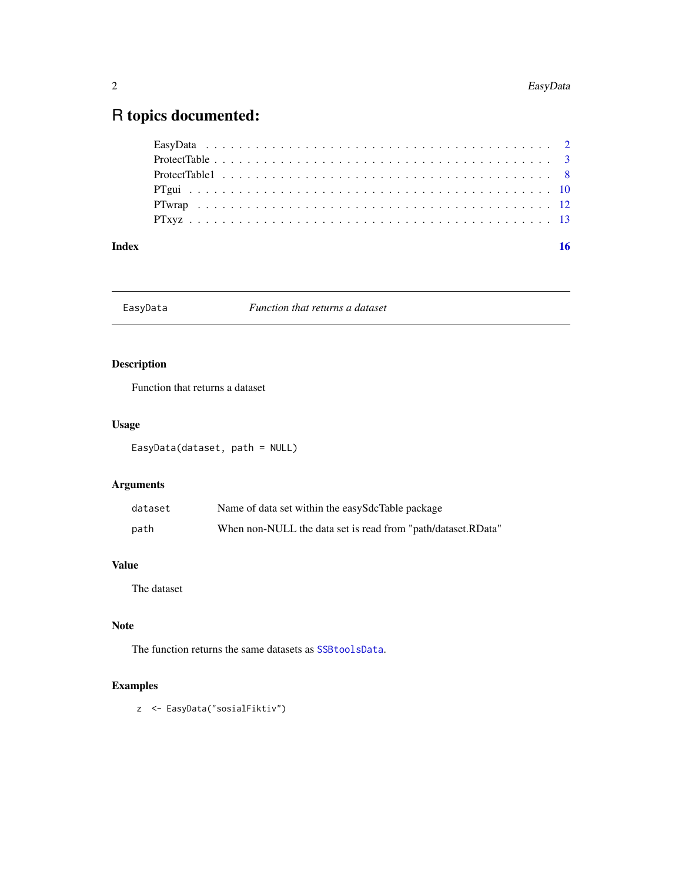# R topics documented:

| | |
|---|---|
| EasyData | 2 |
| ProtectTable | 3 |
| ProtectTable1 | 8 |
| PTgui | 10 |
| PTwrap | 12 |
| PTxyz | 13 |
| **Index** | **16** |

---

## EasyData — *Function that returns a dataset*

---

### Description

Function that returns a dataset

### Usage

```
EasyData(dataset, path = NULL)
```

### Arguments

| | |
|---|---|
| dataset | Name of data set within the easySdcTable package |
| path | When non-NULL the data set is read from "path/dataset.RData" |

### Value

The dataset

### Note

The function returns the same datasets as `SSBtoolsData`.

### Examples

```
z <- EasyData("sosialFiktiv")
```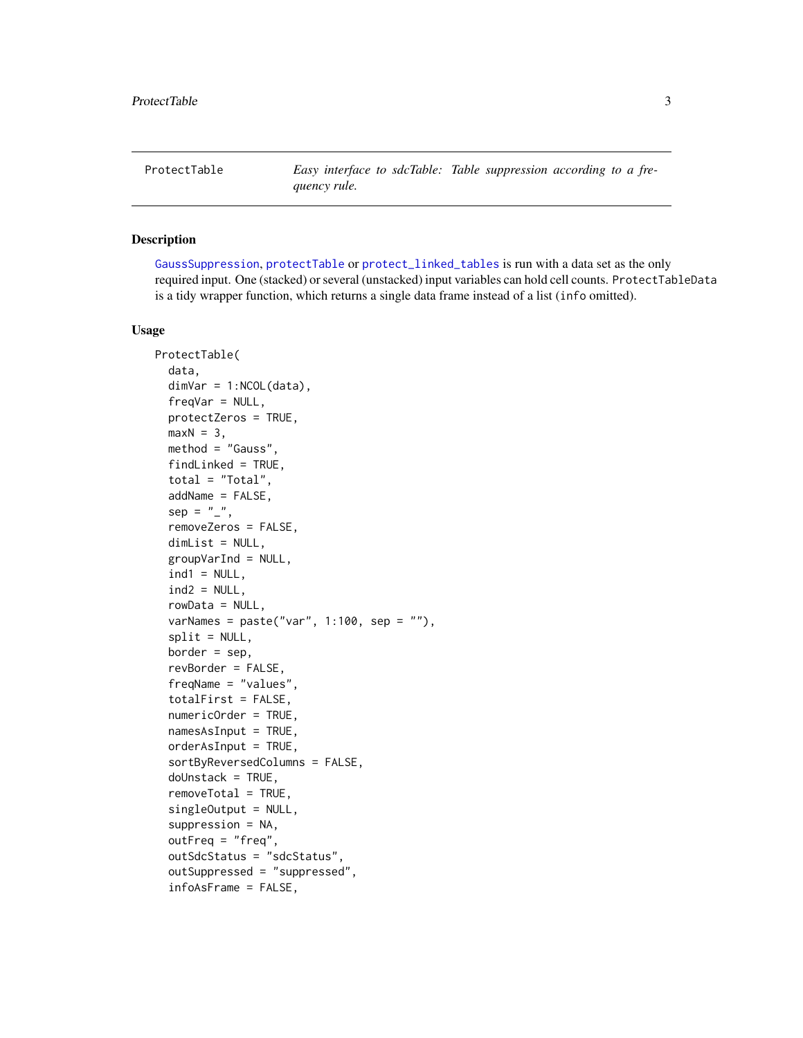ProtectTable — *Easy interface to sdcTable: Table suppression according to a frequency rule.*

## Description

GaussSuppression, protectTable or protect_linked_tables is run with a data set as the only required input. One (stacked) or several (unstacked) input variables can hold cell counts. ProtectTableData is a tidy wrapper function, which returns a single data frame instead of a list (info omitted).

## Usage

```
ProtectTable(
  data,
  dimVar = 1:NCOL(data),
  freqVar = NULL,
  protectZeros = TRUE,
  maxN = 3,
  method = "Gauss",
  findLinked = TRUE,
  total = "Total",
  addName = FALSE,
  sep = "_",
  removeZeros = FALSE,
  dimList = NULL,
  groupVarInd = NULL,
  ind1 = NULL,
  ind2 = NULL,
  rowData = NULL,
  varNames = paste("var", 1:100, sep = ""),
  split = NULL,
  border = sep,
  revBorder = FALSE,
  freqName = "values",
  totalFirst = FALSE,
  numericOrder = TRUE,
  namesAsInput = TRUE,
  orderAsInput = TRUE,
  sortByReversedColumns = FALSE,
  doUnstack = TRUE,
  removeTotal = TRUE,
  singleOutput = NULL,
  suppression = NA,
  outFreq = "freq",
  outSdcStatus = "sdcStatus",
  outSuppressed = "suppressed",
  infoAsFrame = FALSE,
```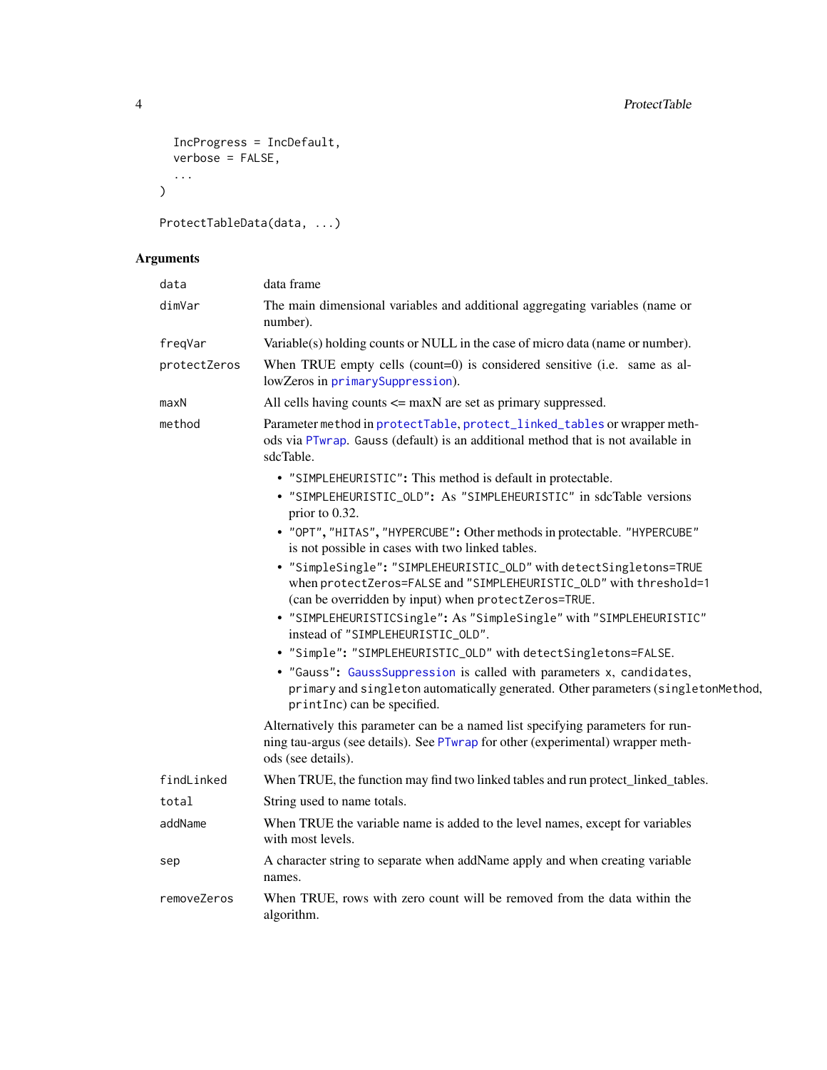```
  IncProgress = IncDefault,
  verbose = FALSE,
  ...
)

ProtectTableData(data, ...)
```

## Arguments

| | |
|---|---|
| data | data frame |
| dimVar | The main dimensional variables and additional aggregating variables (name or number). |
| freqVar | Variable(s) holding counts or NULL in the case of micro data (name or number). |
| protectZeros | When TRUE empty cells (count=0) is considered sensitive (i.e. same as allowZeros in primarySuppression). |
| maxN | All cells having counts <= maxN are set as primary suppressed. |
| method | Parameter method in protectTable, protect_linked_tables or wrapper methods via PTwrap. Gauss (default) is an additional method that is not available in sdcTable.<br>• "SIMPLEHEURISTIC": This method is default in protectable.<br>• "SIMPLEHEURISTIC_OLD": As "SIMPLEHEURISTIC" in sdcTable versions prior to 0.32.<br>• "OPT", "HITAS", "HYPERCUBE": Other methods in protectable. "HYPERCUBE" is not possible in cases with two linked tables.<br>• "SimpleSingle": "SIMPLEHEURISTIC_OLD" with detectSingletons=TRUE when protectZeros=FALSE and "SIMPLEHEURISTIC_OLD" with threshold=1 (can be overridden by input) when protectZeros=TRUE.<br>• "SIMPLEHEURISTICSingle": As "SimpleSingle" with "SIMPLEHEURISTIC" instead of "SIMPLEHEURISTIC_OLD".<br>• "Simple": "SIMPLEHEURISTIC_OLD" with detectSingletons=FALSE.<br>• "Gauss": GaussSuppression is called with parameters x, candidates, primary and singleton automatically generated. Other parameters (singletonMethod, printInc) can be specified.<br>Alternatively this parameter can be a named list specifying parameters for running tau-argus (see details). See PTwrap for other (experimental) wrapper methods (see details). |
| findLinked | When TRUE, the function may find two linked tables and run protect_linked_tables. |
| total | String used to name totals. |
| addName | When TRUE the variable name is added to the level names, except for variables with most levels. |
| sep | A character string to separate when addName apply and when creating variable names. |
| removeZeros | When TRUE, rows with zero count will be removed from the data within the algorithm. |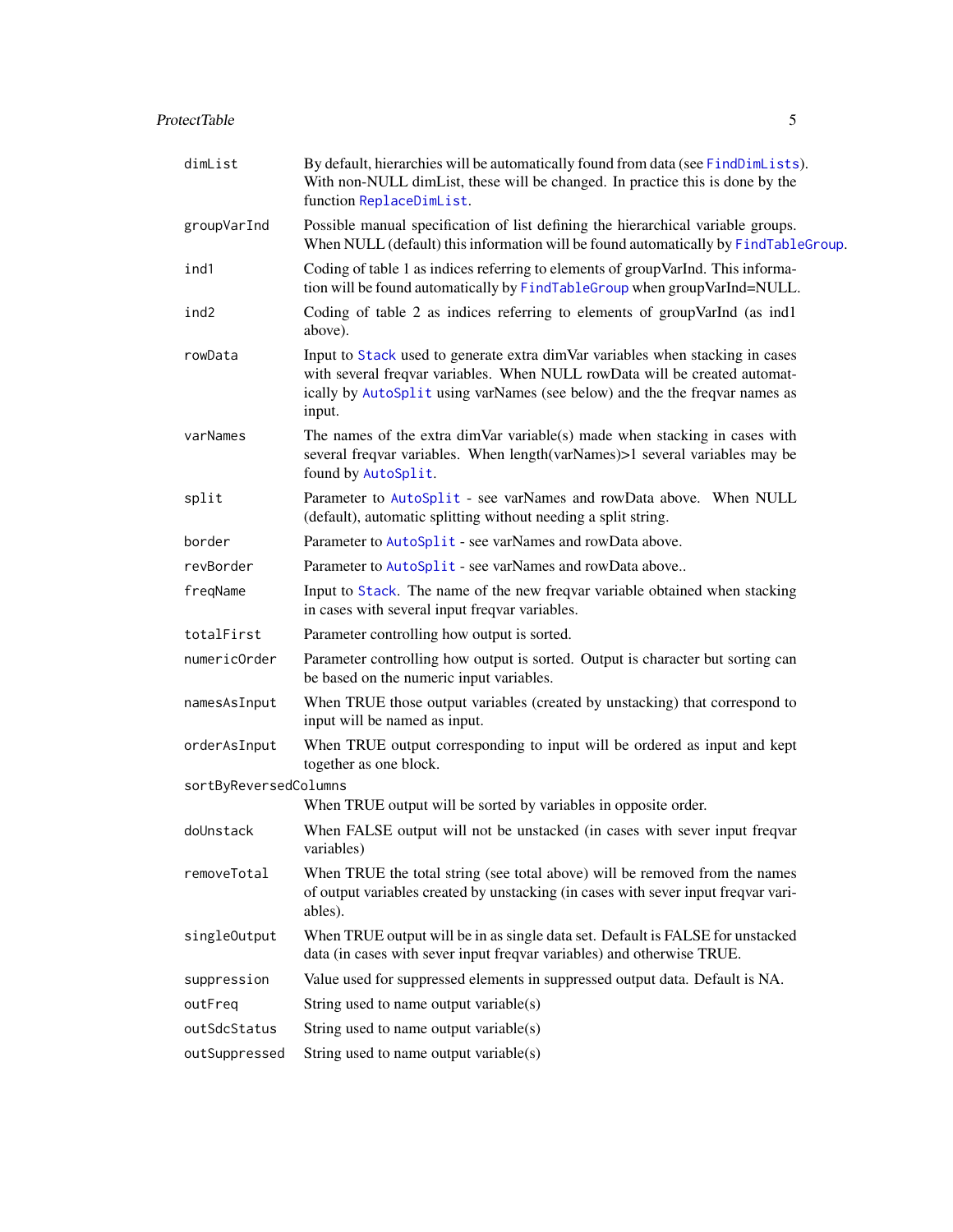| | |
|---|---|
| dimList | By default, hierarchies will be automatically found from data (see FindDimLists). With non-NULL dimList, these will be changed. In practice this is done by the function ReplaceDimList. |
| groupVarInd | Possible manual specification of list defining the hierarchical variable groups. When NULL (default) this information will be found automatically by FindTableGroup. |
| ind1 | Coding of table 1 as indices referring to elements of groupVarInd. This information will be found automatically by FindTableGroup when groupVarInd=NULL. |
| ind2 | Coding of table 2 as indices referring to elements of groupVarInd (as ind1 above). |
| rowData | Input to Stack used to generate extra dimVar variables when stacking in cases with several freqvar variables. When NULL rowData will be created automatically by AutoSplit using varNames (see below) and the the freqvar names as input. |
| varNames | The names of the extra dimVar variable(s) made when stacking in cases with several freqvar variables. When length(varNames)>1 several variables may be found by AutoSplit. |
| split | Parameter to AutoSplit - see varNames and rowData above. When NULL (default), automatic splitting without needing a split string. |
| border | Parameter to AutoSplit - see varNames and rowData above. |
| revBorder | Parameter to AutoSplit - see varNames and rowData above.. |
| freqName | Input to Stack. The name of the new freqvar variable obtained when stacking in cases with several input freqvar variables. |
| totalFirst | Parameter controlling how output is sorted. |
| numericOrder | Parameter controlling how output is sorted. Output is character but sorting can be based on the numeric input variables. |
| namesAsInput | When TRUE those output variables (created by unstacking) that correspond to input will be named as input. |
| orderAsInput | When TRUE output corresponding to input will be ordered as input and kept together as one block. |
| sortByReversedColumns | When TRUE output will be sorted by variables in opposite order. |
| doUnstack | When FALSE output will not be unstacked (in cases with sever input freqvar variables) |
| removeTotal | When TRUE the total string (see total above) will be removed from the names of output variables created by unstacking (in cases with sever input freqvar variables). |
| singleOutput | When TRUE output will be in as single data set. Default is FALSE for unstacked data (in cases with sever input freqvar variables) and otherwise TRUE. |
| suppression | Value used for suppressed elements in suppressed output data. Default is NA. |
| outFreq | String used to name output variable(s) |
| outSdcStatus | String used to name output variable(s) |
| outSuppressed | String used to name output variable(s) |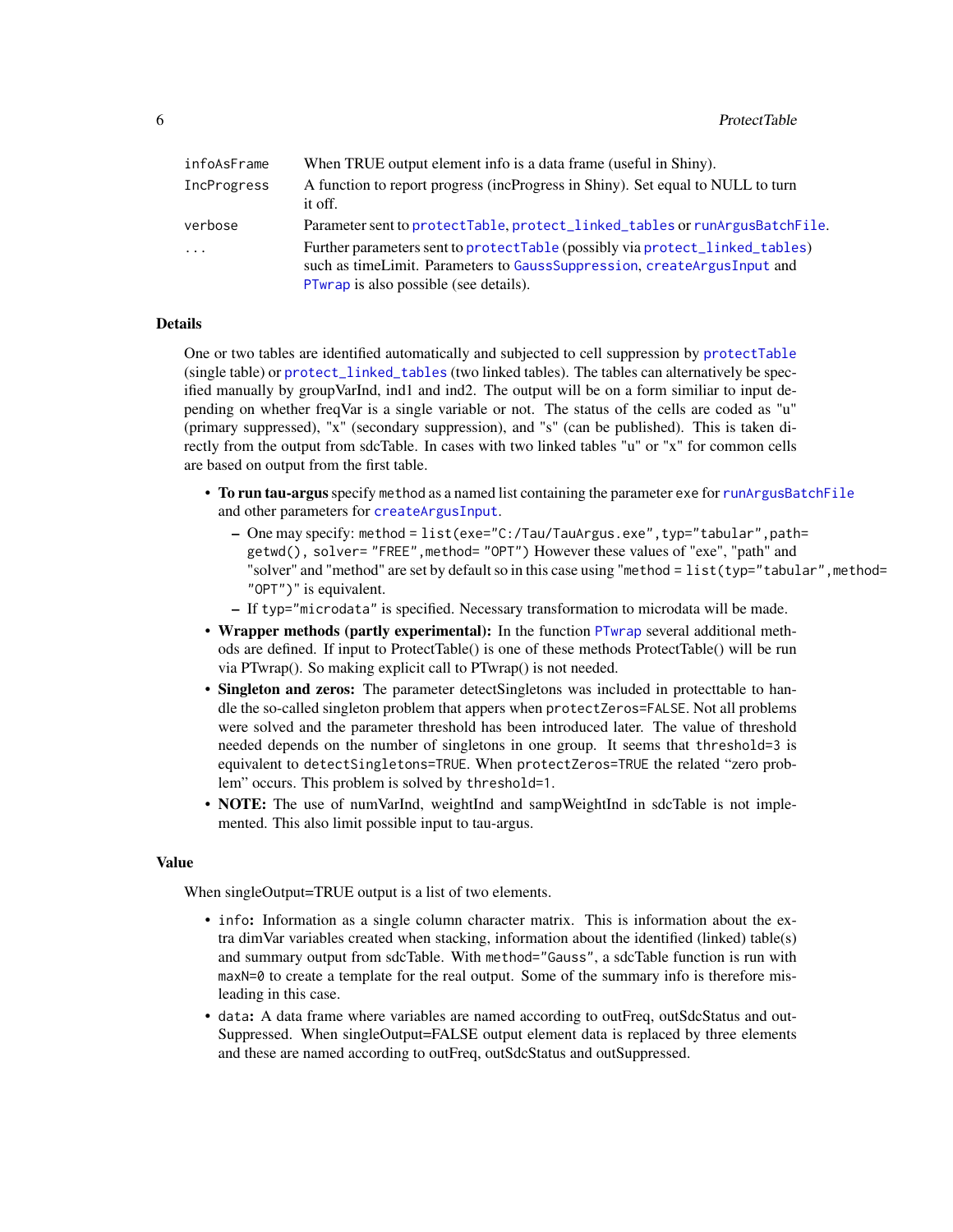| | |
|---|---|
| infoAsFrame | When TRUE output element info is a data frame (useful in Shiny). |
| IncProgress | A function to report progress (incProgress in Shiny). Set equal to NULL to turn it off. |
| verbose | Parameter sent to protectTable, protect_linked_tables or runArgusBatchFile. |
| ... | Further parameters sent to protectTable (possibly via protect_linked_tables) such as timeLimit. Parameters to GaussSuppression, createArgusInput and PTwrap is also possible (see details). |

## Details

One or two tables are identified automatically and subjected to cell suppression by protectTable (single table) or protect_linked_tables (two linked tables). The tables can alternatively be specified manually by groupVarInd, ind1 and ind2. The output will be on a form similiar to input depending on whether freqVar is a single variable or not. The status of the cells are coded as "u" (primary suppressed), "x" (secondary suppression), and "s" (can be published). This is taken directly from the output from sdcTable. In cases with two linked tables "u" or "x" for common cells are based on output from the first table.

- **To run tau-argus** specify `method` as a named list containing the parameter `exe` for runArgusBatchFile and other parameters for createArgusInput.
  - One may specify: `method = list(exe="C:/Tau/TauArgus.exe",typ="tabular",path= getwd(), solver= "FREE",method= "OPT")` However these values of "exe", "path" and "solver" and "method" are set by default so in this case using "`method = list(typ="tabular",method= "OPT")`" is equivalent.
  - If `typ="microdata"` is specified. Necessary transformation to microdata will be made.
- **Wrapper methods (partly experimental):** In the function PTwrap several additional methods are defined. If input to ProtectTable() is one of these methods ProtectTable() will be run via PTwrap(). So making explicit call to PTwrap() is not needed.
- **Singleton and zeros:** The parameter detectSingletons was included in protecttable to handle the so-called singleton problem that appers when `protectZeros=FALSE`. Not all problems were solved and the parameter threshold has been introduced later. The value of threshold needed depends on the number of singletons in one group. It seems that `threshold=3` is equivalent to `detectSingletons=TRUE`. When `protectZeros=TRUE` the related "zero problem" occurs. This problem is solved by `threshold=1`.
- **NOTE:** The use of numVarInd, weightInd and sampWeightInd in sdcTable is not implemented. This also limit possible input to tau-argus.

## Value

When singleOutput=TRUE output is a list of two elements.

- `info`: Information as a single column character matrix. This is information about the extra dimVar variables created when stacking, information about the identified (linked) table(s) and summary output from sdcTable. With `method="Gauss"`, a sdcTable function is run with `maxN=0` to create a template for the real output. Some of the summary info is therefore misleading in this case.
- `data`: A data frame where variables are named according to outFreq, outSdcStatus and outSuppressed. When singleOutput=FALSE output element data is replaced by three elements and these are named according to outFreq, outSdcStatus and outSuppressed.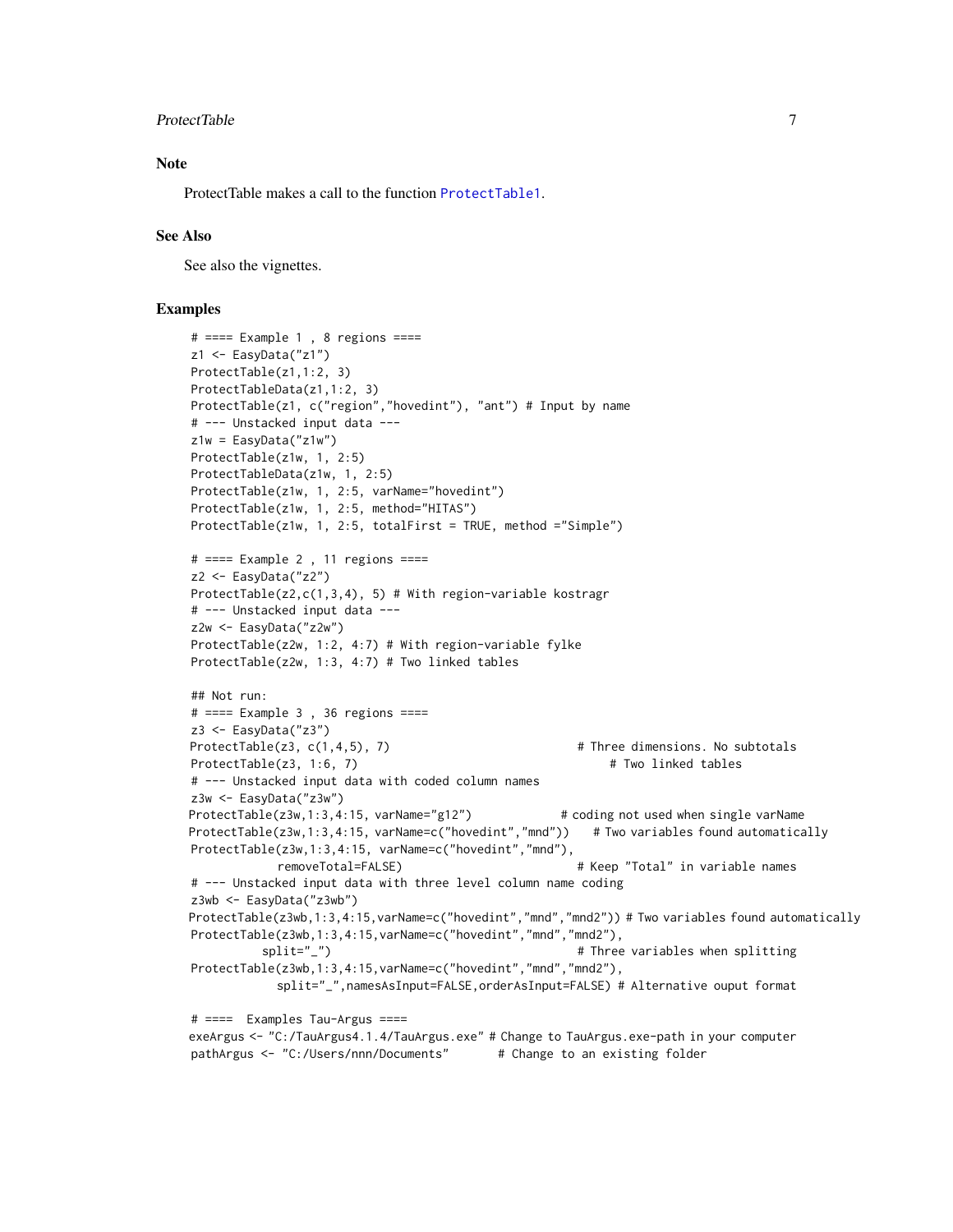## Note

ProtectTable makes a call to the function ProtectTable1.

## See Also

See also the vignettes.

## Examples

```
# ==== Example 1 , 8 regions ====
z1 <- EasyData("z1")
ProtectTable(z1,1:2, 3)
ProtectTableData(z1,1:2, 3)
ProtectTable(z1, c("region","hovedint"), "ant") # Input by name
# --- Unstacked input data ---
z1w = EasyData("z1w")
ProtectTable(z1w, 1, 2:5)
ProtectTableData(z1w, 1, 2:5)
ProtectTable(z1w, 1, 2:5, varName="hovedint")
ProtectTable(z1w, 1, 2:5, method="HITAS")
ProtectTable(z1w, 1, 2:5, totalFirst = TRUE, method ="Simple")

# ==== Example 2 , 11 regions ====
z2 <- EasyData("z2")
ProtectTable(z2,c(1,3,4), 5) # With region-variable kostragr
# --- Unstacked input data ---
z2w <- EasyData("z2w")
ProtectTable(z2w, 1:2, 4:7) # With region-variable fylke
ProtectTable(z2w, 1:3, 4:7) # Two linked tables

## Not run:
# ==== Example 3 , 36 regions ====
z3 <- EasyData("z3")
ProtectTable(z3, c(1,4,5), 7)                           # Three dimensions. No subtotals
ProtectTable(z3, 1:6, 7)                                     # Two linked tables
# --- Unstacked input data with coded column names
z3w <- EasyData("z3w")
ProtectTable(z3w,1:3,4:15, varName="g12")             # coding not used when single varName
ProtectTable(z3w,1:3,4:15, varName=c("hovedint","mnd"))    # Two variables found automatically
ProtectTable(z3w,1:3,4:15, varName=c("hovedint","mnd"),
             removeTotal=FALSE)                         # Keep "Total" in variable names
# --- Unstacked input data with three level column name coding
z3wb <- EasyData("z3wb")
ProtectTable(z3wb,1:3,4:15,varName=c("hovedint","mnd","mnd2")) # Two variables found automatically
ProtectTable(z3wb,1:3,4:15,varName=c("hovedint","mnd","mnd2"),
           split="_")                                   # Three variables when splitting
ProtectTable(z3wb,1:3,4:15,varName=c("hovedint","mnd","mnd2"),
             split="_",namesAsInput=FALSE,orderAsInput=FALSE) # Alternative ouput format

# ====  Examples Tau-Argus ====
exeArgus <- "C:/TauArgus4.1.4/TauArgus.exe" # Change to TauArgus.exe-path in your computer
pathArgus <- "C:/Users/nnn/Documents"       # Change to an existing folder
```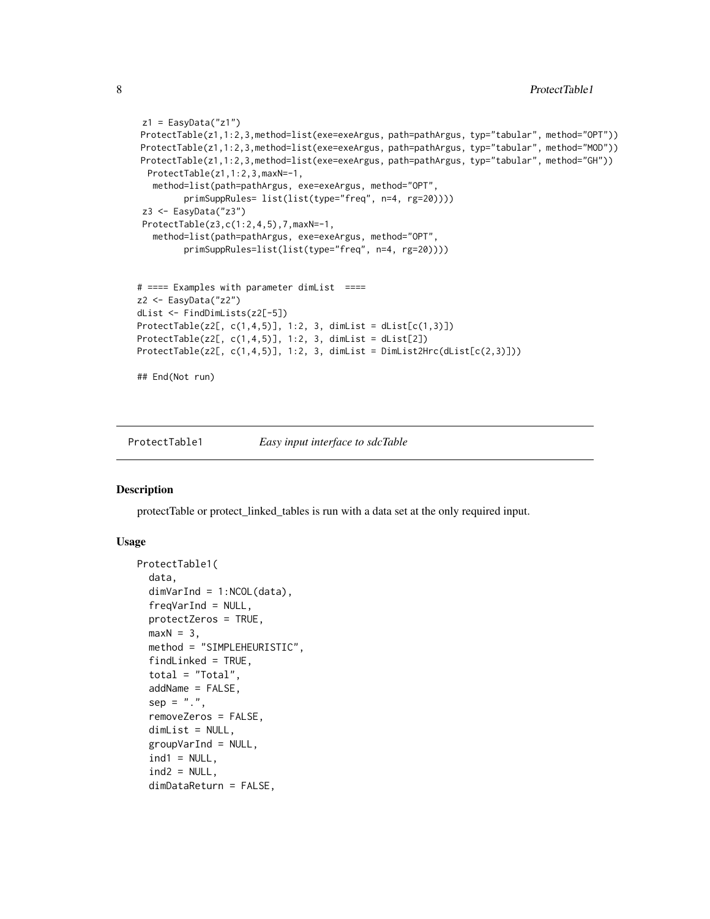```
 z1 = EasyData("z1")
 ProtectTable(z1,1:2,3,method=list(exe=exeArgus, path=pathArgus, typ="tabular", method="OPT"))
 ProtectTable(z1,1:2,3,method=list(exe=exeArgus, path=pathArgus, typ="tabular", method="MOD"))
 ProtectTable(z1,1:2,3,method=list(exe=exeArgus, path=pathArgus, typ="tabular", method="GH"))
  ProtectTable(z1,1:2,3,maxN=-1,
   method=list(path=pathArgus, exe=exeArgus, method="OPT",
         primSuppRules= list(list(type="freq", n=4, rg=20))))
 z3 <- EasyData("z3")
 ProtectTable(z3,c(1:2,4,5),7,maxN=-1,
   method=list(path=pathArgus, exe=exeArgus, method="OPT",
         primSuppRules=list(list(type="freq", n=4, rg=20))))


# ==== Examples with parameter dimList  ====
z2 <- EasyData("z2")
dList <- FindDimLists(z2[-5])
ProtectTable(z2[, c(1,4,5)], 1:2, 3, dimList = dList[c(1,3)])
ProtectTable(z2[, c(1,4,5)], 1:2, 3, dimList = dList[2])
ProtectTable(z2[, c(1,4,5)], 1:2, 3, dimList = DimList2Hrc(dList[c(2,3)]))

## End(Not run)
```

---

## ProtectTable1 *Easy input interface to sdcTable*

### Description

protectTable or protect_linked_tables is run with a data set at the only required input.

### Usage

```
ProtectTable1(
  data,
  dimVarInd = 1:NCOL(data),
  freqVarInd = NULL,
  protectZeros = TRUE,
  maxN = 3,
  method = "SIMPLEHEURISTIC",
  findLinked = TRUE,
  total = "Total",
  addName = FALSE,
  sep = ".",
  removeZeros = FALSE,
  dimList = NULL,
  groupVarInd = NULL,
  ind1 = NULL,
  ind2 = NULL,
  dimDataReturn = FALSE,
```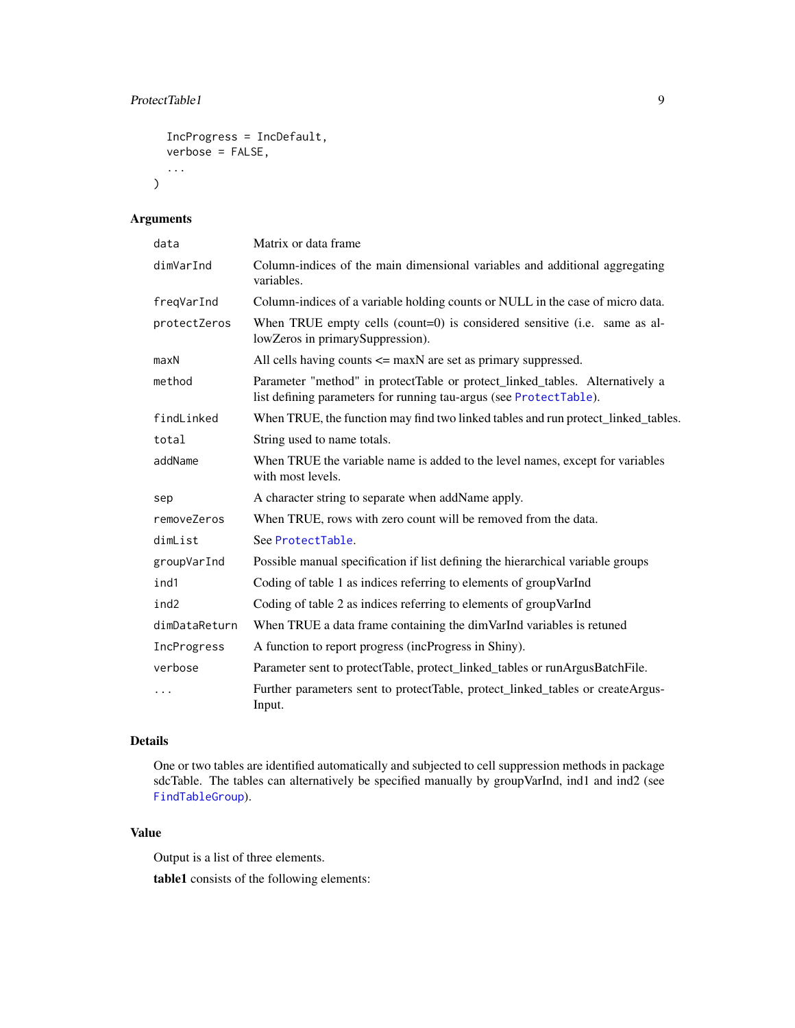```
  IncProgress = IncDefault,
  verbose = FALSE,
  ...
)
```

## Arguments

| | |
|---|---|
| `data` | Matrix or data frame |
| `dimVarInd` | Column-indices of the main dimensional variables and additional aggregating variables. |
| `freqVarInd` | Column-indices of a variable holding counts or NULL in the case of micro data. |
| `protectZeros` | When TRUE empty cells (count=0) is considered sensitive (i.e. same as allowZeros in primarySuppression). |
| `maxN` | All cells having counts <= maxN are set as primary suppressed. |
| `method` | Parameter "method" in protectTable or protect_linked_tables. Alternatively a list defining parameters for running tau-argus (see `ProtectTable`). |
| `findLinked` | When TRUE, the function may find two linked tables and run protect_linked_tables. |
| `total` | String used to name totals. |
| `addName` | When TRUE the variable name is added to the level names, except for variables with most levels. |
| `sep` | A character string to separate when addName apply. |
| `removeZeros` | When TRUE, rows with zero count will be removed from the data. |
| `dimList` | See `ProtectTable`. |
| `groupVarInd` | Possible manual specification if list defining the hierarchical variable groups |
| `ind1` | Coding of table 1 as indices referring to elements of groupVarInd |
| `ind2` | Coding of table 2 as indices referring to elements of groupVarInd |
| `dimDataReturn` | When TRUE a data frame containing the dimVarInd variables is retuned |
| `IncProgress` | A function to report progress (incProgress in Shiny). |
| `verbose` | Parameter sent to protectTable, protect_linked_tables or runArgusBatchFile. |
| `...` | Further parameters sent to protectTable, protect_linked_tables or createArgusInput. |

## Details

One or two tables are identified automatically and subjected to cell suppression methods in package sdcTable. The tables can alternatively be specified manually by groupVarInd, ind1 and ind2 (see `FindTableGroup`).

## Value

Output is a list of three elements.

**table1** consists of the following elements: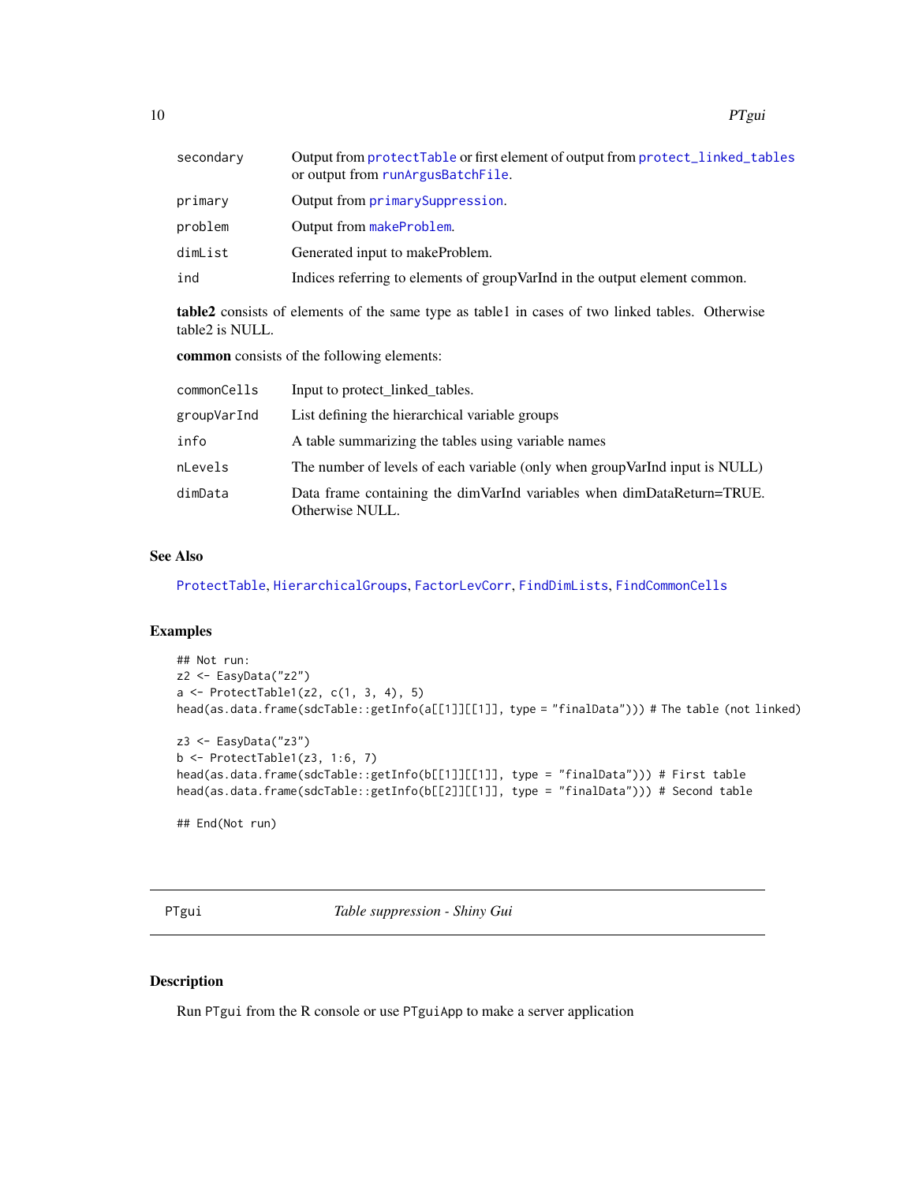| | |
|---|---|
| `secondary` | Output from `protectTable` or first element of output from `protect_linked_tables` or output from `runArgusBatchFile`. |
| `primary` | Output from `primarySuppression`. |
| `problem` | Output from `makeProblem`. |
| `dimList` | Generated input to makeProblem. |
| `ind` | Indices referring to elements of groupVarInd in the output element common. |

**table2** consists of elements of the same type as table1 in cases of two linked tables. Otherwise table2 is NULL.

**common** consists of the following elements:

| | |
|---|---|
| `commonCells` | Input to protect_linked_tables. |
| `groupVarInd` | List defining the hierarchical variable groups |
| `info` | A table summarizing the tables using variable names |
| `nLevels` | The number of levels of each variable (only when groupVarInd input is NULL) |
| `dimData` | Data frame containing the dimVarInd variables when dimDataReturn=TRUE. Otherwise NULL. |

### See Also

`ProtectTable`, `HierarchicalGroups`, `FactorLevCorr`, `FindDimLists`, `FindCommonCells`

### Examples

```
## Not run:
z2 <- EasyData("z2")
a <- ProtectTable1(z2, c(1, 3, 4), 5)
head(as.data.frame(sdcTable::getInfo(a[[1]][[1]], type = "finalData"))) # The table (not linked)

z3 <- EasyData("z3")
b <- ProtectTable1(z3, 1:6, 7)
head(as.data.frame(sdcTable::getInfo(b[[1]][[1]], type = "finalData"))) # First table
head(as.data.frame(sdcTable::getInfo(b[[2]][[1]], type = "finalData"))) # Second table

## End(Not run)
```

## PTgui — *Table suppression - Shiny Gui*

### Description

Run `PTgui` from the R console or use `PTguiApp` to make a server application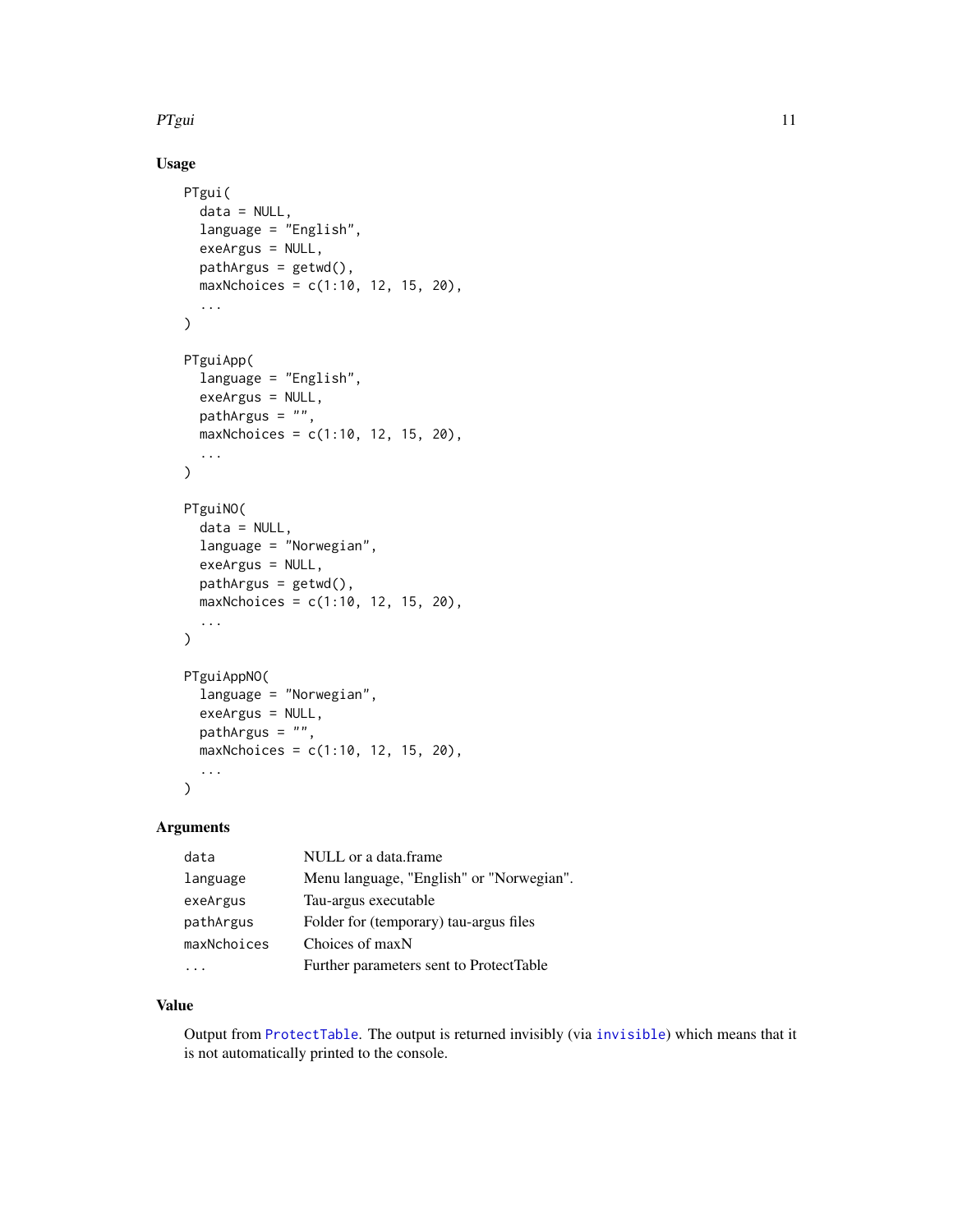### Usage

```
PTgui(
  data = NULL,
  language = "English",
  exeArgus = NULL,
  pathArgus = getwd(),
  maxNchoices = c(1:10, 12, 15, 20),
  ...
)

PTguiApp(
  language = "English",
  exeArgus = NULL,
  pathArgus = "",
  maxNchoices = c(1:10, 12, 15, 20),
  ...
)

PTguiNO(
  data = NULL,
  language = "Norwegian",
  exeArgus = NULL,
  pathArgus = getwd(),
  maxNchoices = c(1:10, 12, 15, 20),
  ...
)

PTguiAppNO(
  language = "Norwegian",
  exeArgus = NULL,
  pathArgus = "",
  maxNchoices = c(1:10, 12, 15, 20),
  ...
)
```

### Arguments

| | |
|---|---|
| `data` | NULL or a data.frame |
| `language` | Menu language, "English" or "Norwegian". |
| `exeArgus` | Tau-argus executable |
| `pathArgus` | Folder for (temporary) tau-argus files |
| `maxNchoices` | Choices of maxN |
| `...` | Further parameters sent to ProtectTable |

### Value

Output from `ProtectTable`. The output is returned invisibly (via `invisible`) which means that it is not automatically printed to the console.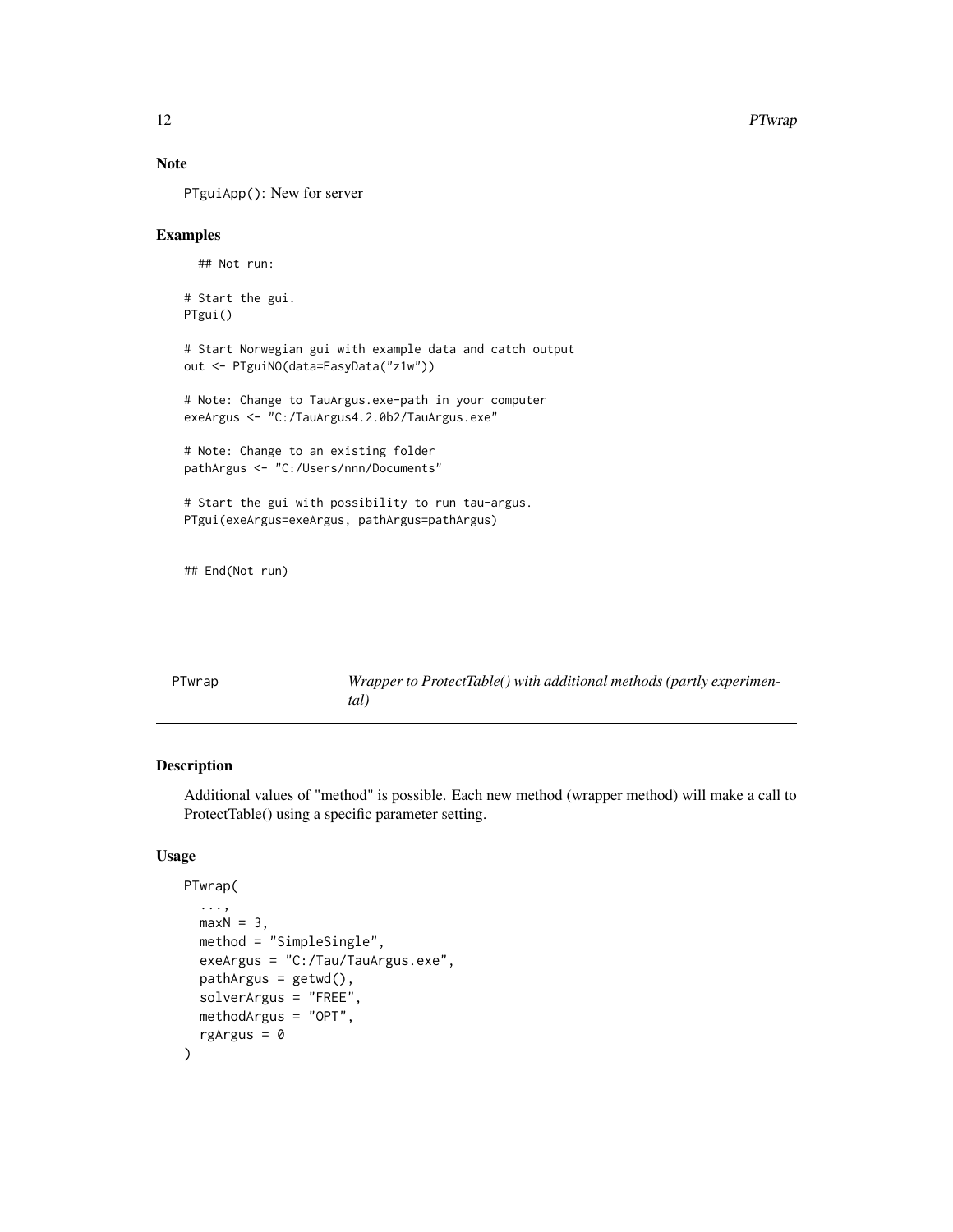## Note

`PTguiApp()`: New for server

## Examples

```
  ## Not run:

# Start the gui.
PTgui()

# Start Norwegian gui with example data and catch output
out <- PTguiNO(data=EasyData("z1w"))

# Note: Change to TauArgus.exe-path in your computer
exeArgus <- "C:/TauArgus4.2.0b2/TauArgus.exe"

# Note: Change to an existing folder
pathArgus <- "C:/Users/nnn/Documents"

# Start the gui with possibility to run tau-argus.
PTgui(exeArgus=exeArgus, pathArgus=pathArgus)


## End(Not run)
```

---

# PTwrap — *Wrapper to ProtectTable() with additional methods (partly experimental)*

---

## Description

Additional values of "method" is possible. Each new method (wrapper method) will make a call to ProtectTable() using a specific parameter setting.

## Usage

```
PTwrap(
  ...,
  maxN = 3,
  method = "SimpleSingle",
  exeArgus = "C:/Tau/TauArgus.exe",
  pathArgus = getwd(),
  solverArgus = "FREE",
  methodArgus = "OPT",
  rgArgus = 0
)
```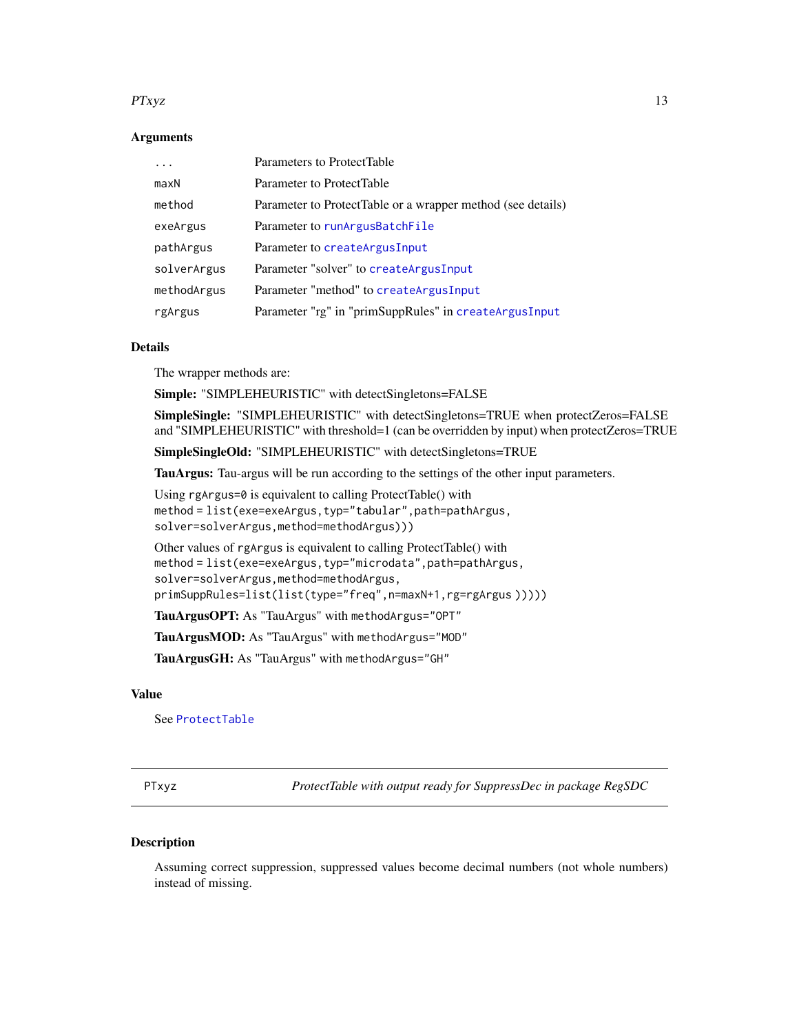### Arguments

| | |
|---|---|
| `...` | Parameters to ProtectTable |
| `maxN` | Parameter to ProtectTable |
| `method` | Parameter to ProtectTable or a wrapper method (see details) |
| `exeArgus` | Parameter to `runArgusBatchFile` |
| `pathArgus` | Parameter to `createArgusInput` |
| `solverArgus` | Parameter "solver" to `createArgusInput` |
| `methodArgus` | Parameter "method" to `createArgusInput` |
| `rgArgus` | Parameter "rg" in "primSuppRules" in `createArgusInput` |

### Details

The wrapper methods are:

**Simple:** "SIMPLEHEURISTIC" with detectSingletons=FALSE

**SimpleSingle:** "SIMPLEHEURISTIC" with detectSingletons=TRUE when protectZeros=FALSE and "SIMPLEHEURISTIC" with threshold=1 (can be overridden by input) when protectZeros=TRUE

**SimpleSingleOld:** "SIMPLEHEURISTIC" with detectSingletons=TRUE

**TauArgus:** Tau-argus will be run according to the settings of the other input parameters.

Using `rgArgus=0` is equivalent to calling ProtectTable() with
`method = list(exe=exeArgus,typ="tabular",path=pathArgus, solver=solverArgus,method=methodArgus)))`

Other values of `rgArgus` is equivalent to calling ProtectTable() with
`method = list(exe=exeArgus,typ="microdata",path=pathArgus, solver=solverArgus,method=methodArgus, primSuppRules=list(list(type="freq",n=maxN+1,rg=rgArgus )))))`

**TauArgusOPT:** As "TauArgus" with `methodArgus="OPT"`

**TauArgusMOD:** As "TauArgus" with `methodArgus="MOD"`

**TauArgusGH:** As "TauArgus" with `methodArgus="GH"`

### Value

See `ProtectTable`

---

## PTxyz — *ProtectTable with output ready for SuppressDec in package RegSDC*

### Description

Assuming correct suppression, suppressed values become decimal numbers (not whole numbers) instead of missing.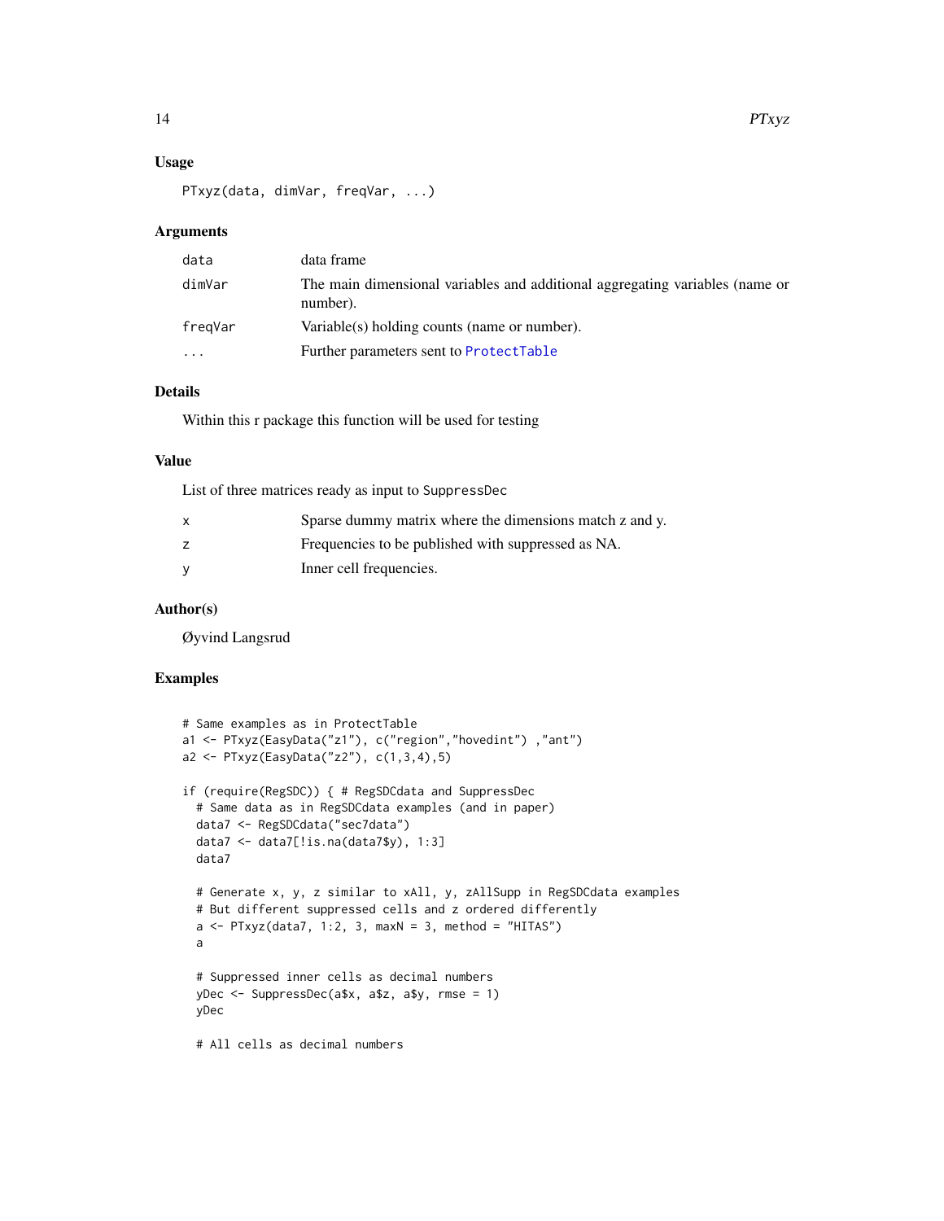### Usage

```
PTxyz(data, dimVar, freqVar, ...)
```

### Arguments

| | |
|---|---|
| data | data frame |
| dimVar | The main dimensional variables and additional aggregating variables (name or number). |
| freqVar | Variable(s) holding counts (name or number). |
| ... | Further parameters sent to ProtectTable |

### Details

Within this r package this function will be used for testing

### Value

List of three matrices ready as input to SuppressDec

| | |
|---|---|
| x | Sparse dummy matrix where the dimensions match z and y. |
| z | Frequencies to be published with suppressed as NA. |
| y | Inner cell frequencies. |

### Author(s)

Øyvind Langsrud

### Examples

```
# Same examples as in ProtectTable
a1 <- PTxyz(EasyData("z1"), c("region","hovedint") ,"ant")
a2 <- PTxyz(EasyData("z2"), c(1,3,4),5)

if (require(RegSDC)) { # RegSDCdata and SuppressDec
  # Same data as in RegSDCdata examples (and in paper)
  data7 <- RegSDCdata("sec7data")
  data7 <- data7[!is.na(data7$y), 1:3]
  data7

  # Generate x, y, z similar to xAll, y, zAllSupp in RegSDCdata examples
  # But different suppressed cells and z ordered differently
  a <- PTxyz(data7, 1:2, 3, maxN = 3, method = "HITAS")
  a

  # Suppressed inner cells as decimal numbers
  yDec <- SuppressDec(a$x, a$z, a$y, rmse = 1)
  yDec

  # All cells as decimal numbers
```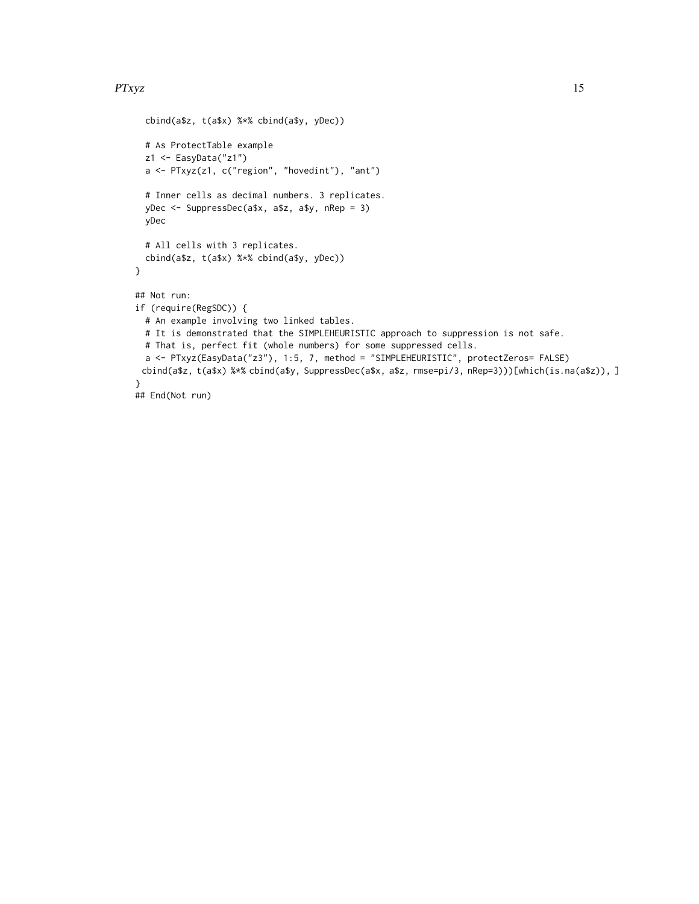```
  cbind(a$z, t(a$x) %*% cbind(a$y, yDec))

  # As ProtectTable example
  z1 <- EasyData("z1")
  a <- PTxyz(z1, c("region", "hovedint"), "ant")

  # Inner cells as decimal numbers. 3 replicates.
  yDec <- SuppressDec(a$x, a$z, a$y, nRep = 3)
  yDec

  # All cells with 3 replicates.
  cbind(a$z, t(a$x) %*% cbind(a$y, yDec))
}

## Not run:
if (require(RegSDC)) {
  # An example involving two linked tables.
  # It is demonstrated that the SIMPLEHEURISTIC approach to suppression is not safe.
  # That is, perfect fit (whole numbers) for some suppressed cells.
  a <- PTxyz(EasyData("z3"), 1:5, 7, method = "SIMPLEHEURISTIC", protectZeros= FALSE)
 cbind(a$z, t(a$x) %*% cbind(a$y, SuppressDec(a$x, a$z, rmse=pi/3, nRep=3)))[which(is.na(a$z)), ]
}
## End(Not run)
```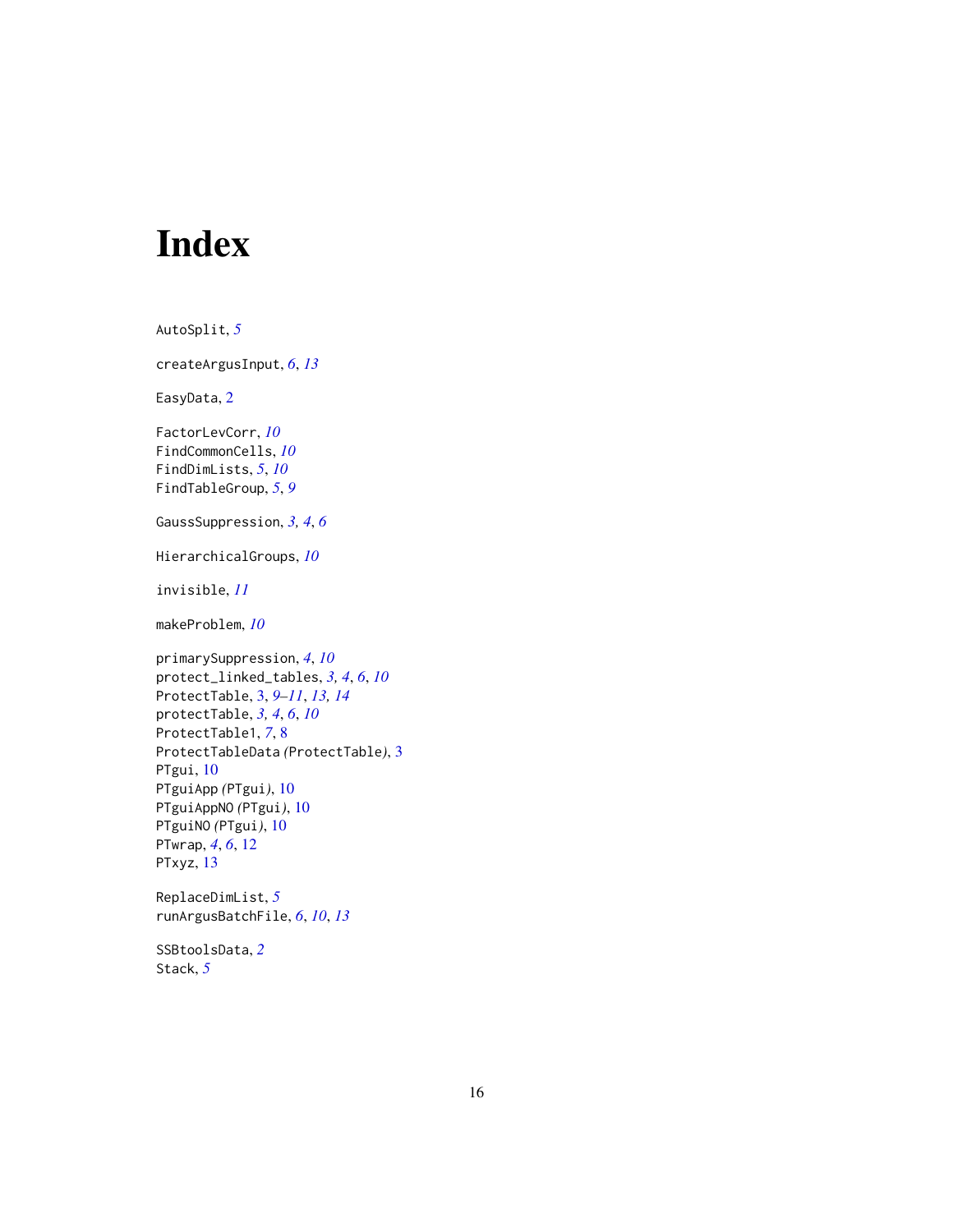# Index

AutoSplit, *5*

createArgusInput, *6*, *13*

EasyData, 2

FactorLevCorr, *10*
FindCommonCells, *10*
FindDimLists, *5*, *10*
FindTableGroup, *5*, *9*

GaussSuppression, *3, 4*, *6*

HierarchicalGroups, *10*

invisible, *11*

makeProblem, *10*

primarySuppression, *4*, *10*
protect_linked_tables, *3, 4*, *6*, *10*
ProtectTable, 3, *9–11*, *13, 14*
protectTable, *3, 4*, *6*, *10*
ProtectTable1, *7*, 8
ProtectTableData *(*ProtectTable*)*, 3
PTgui, 10
PTguiApp *(*PTgui*)*, 10
PTguiAppNO *(*PTgui*)*, 10
PTguiNO *(*PTgui*)*, 10
PTwrap, *4*, *6*, 12
PTxyz, 13

ReplaceDimList, *5*
runArgusBatchFile, *6*, *10*, *13*

SSBtoolsData, *2*
Stack, *5*